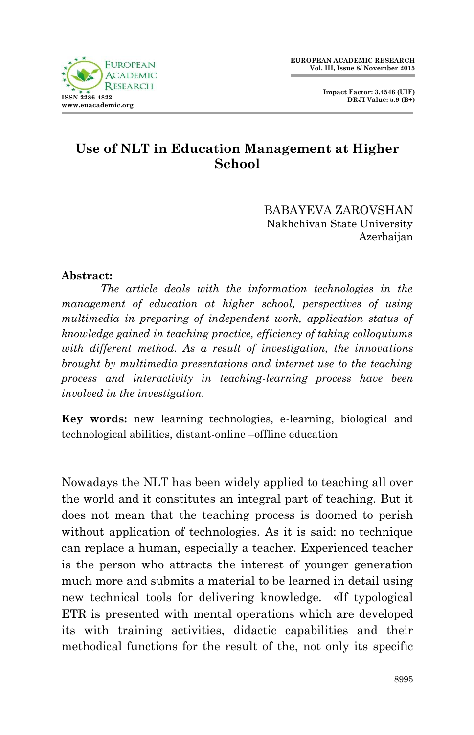# Use of NLT in Education Management at Higher School

BABAYEVA ZAROVSHAN
Nakhchivan State University
Azerbaijan

**Abstract:**

*The article deals with the information technologies in the management of education at higher school, perspectives of using multimedia in preparing of independent work, application status of knowledge gained in teaching practice, efficiency of taking colloquiums with different method. As a result of investigation, the innovations brought by multimedia presentations and internet use to the teaching process and interactivity in teaching-learning process have been involved in the investigation.*

**Key words:** new learning technologies, e-learning, biological and technological abilities, distant-online –offline education

Nowadays the NLT has been widely applied to teaching all over the world and it constitutes an integral part of teaching. But it does not mean that the teaching process is doomed to perish without application of technologies. As it is said: no technique can replace a human, especially a teacher. Experienced teacher is the person who attracts the interest of younger generation much more and submits a material to be learned in detail using new technical tools for delivering knowledge. «If typological ETR is presented with mental operations which are developed its with training activities, didactic capabilities and their methodical functions for the result of the, not only its specific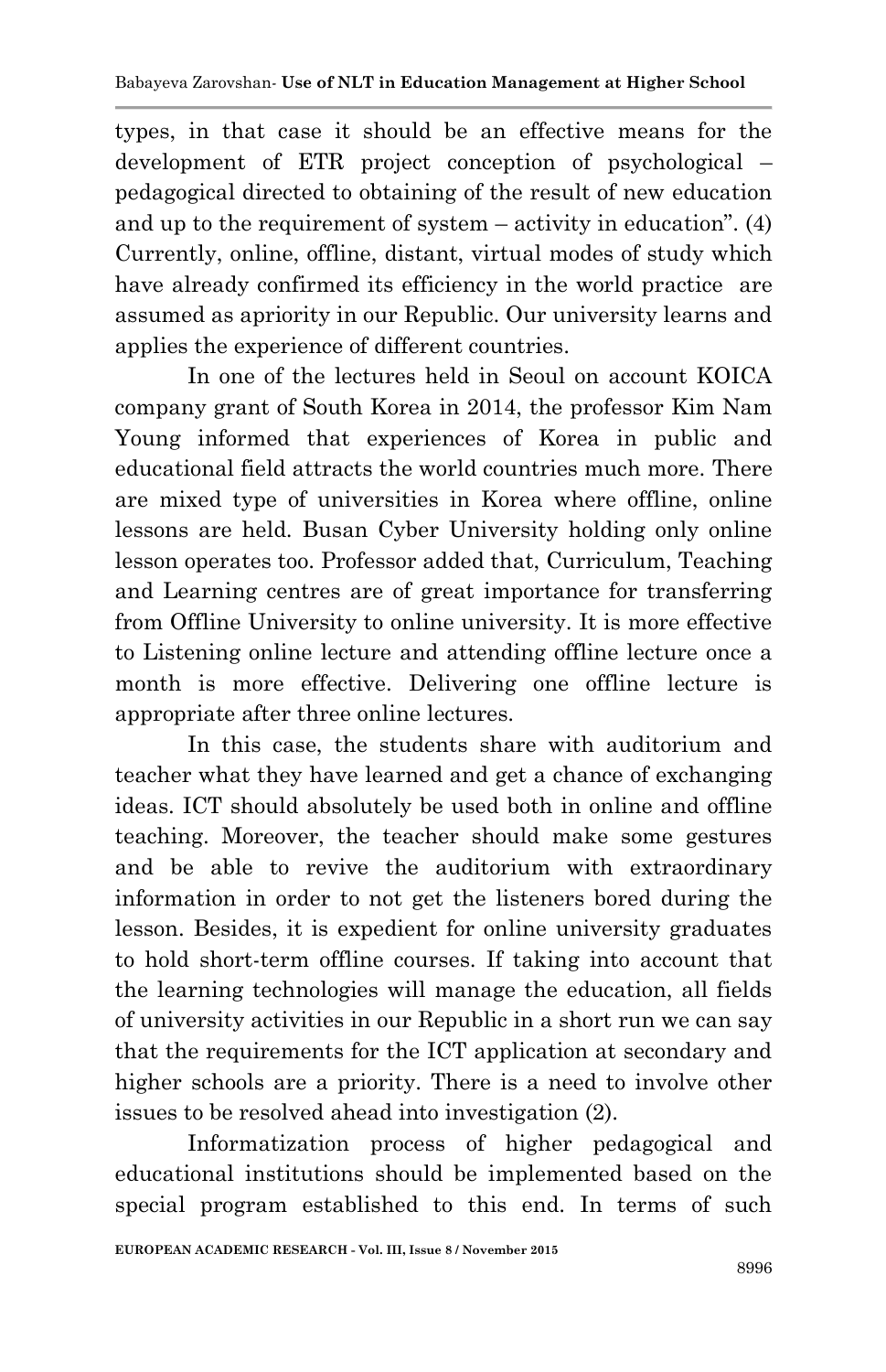types, in that case it should be an effective means for the development of ETR project conception of psychological – pedagogical directed to obtaining of the result of new education and up to the requirement of system – activity in education". (4) Currently, online, offline, distant, virtual modes of study which have already confirmed its efficiency in the world practice are assumed as apriority in our Republic. Our university learns and applies the experience of different countries.

In one of the lectures held in Seoul on account KOICA company grant of South Korea in 2014, the professor Kim Nam Young informed that experiences of Korea in public and educational field attracts the world countries much more. There are mixed type of universities in Korea where offline, online lessons are held. Busan Cyber University holding only online lesson operates too. Professor added that, Curriculum, Teaching and Learning centres are of great importance for transferring from Offline University to online university. It is more effective to Listening online lecture and attending offline lecture once a month is more effective. Delivering one offline lecture is appropriate after three online lectures.

In this case, the students share with auditorium and teacher what they have learned and get a chance of exchanging ideas. ICT should absolutely be used both in online and offline teaching. Moreover, the teacher should make some gestures and be able to revive the auditorium with extraordinary information in order to not get the listeners bored during the lesson. Besides, it is expedient for online university graduates to hold short-term offline courses. If taking into account that the learning technologies will manage the education, all fields of university activities in our Republic in a short run we can say that the requirements for the ICT application at secondary and higher schools are a priority. There is a need to involve other issues to be resolved ahead into investigation (2).

Informatization process of higher pedagogical and educational institutions should be implemented based on the special program established to this end. In terms of such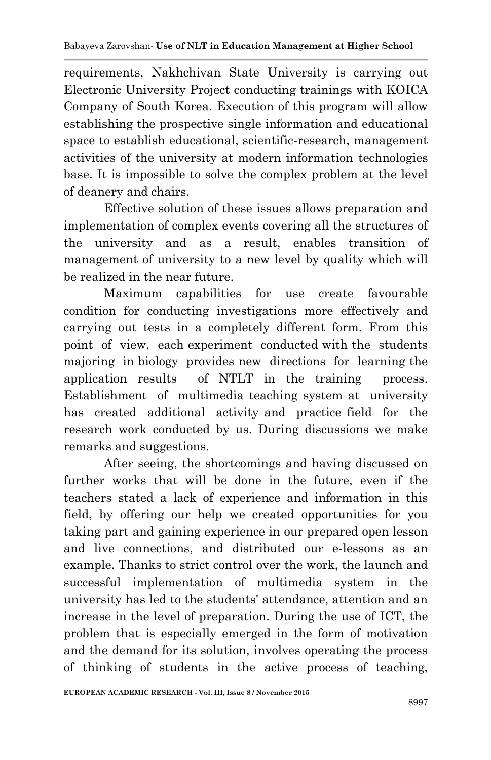requirements, Nakhchivan State University is carrying out Electronic University Project conducting trainings with KOICA Company of South Korea. Execution of this program will allow establishing the prospective single information and educational space to establish educational, scientific-research, management activities of the university at modern information technologies base. It is impossible to solve the complex problem at the level of deanery and chairs.

Effective solution of these issues allows preparation and implementation of complex events covering all the structures of the university and as a result, enables transition of management of university to a new level by quality which will be realized in the near future.

Maximum capabilities for use create favourable condition for conducting investigations more effectively and carrying out tests in a completely different form. From this point of view, each experiment conducted with the students majoring in biology provides new directions for learning the application results of NTLT in the training process. Establishment of multimedia teaching system at university has created additional activity and practice field for the research work conducted by us. During discussions we make remarks and suggestions.

After seeing, the shortcomings and having discussed on further works that will be done in the future, even if the teachers stated a lack of experience and information in this field, by offering our help we created opportunities for you taking part and gaining experience in our prepared open lesson and live connections, and distributed our e-lessons as an example. Thanks to strict control over the work, the launch and successful implementation of multimedia system in the university has led to the students' attendance, attention and an increase in the level of preparation. During the use of ICT, the problem that is especially emerged in the form of motivation and the demand for its solution, involves operating the process of thinking of students in the active process of teaching,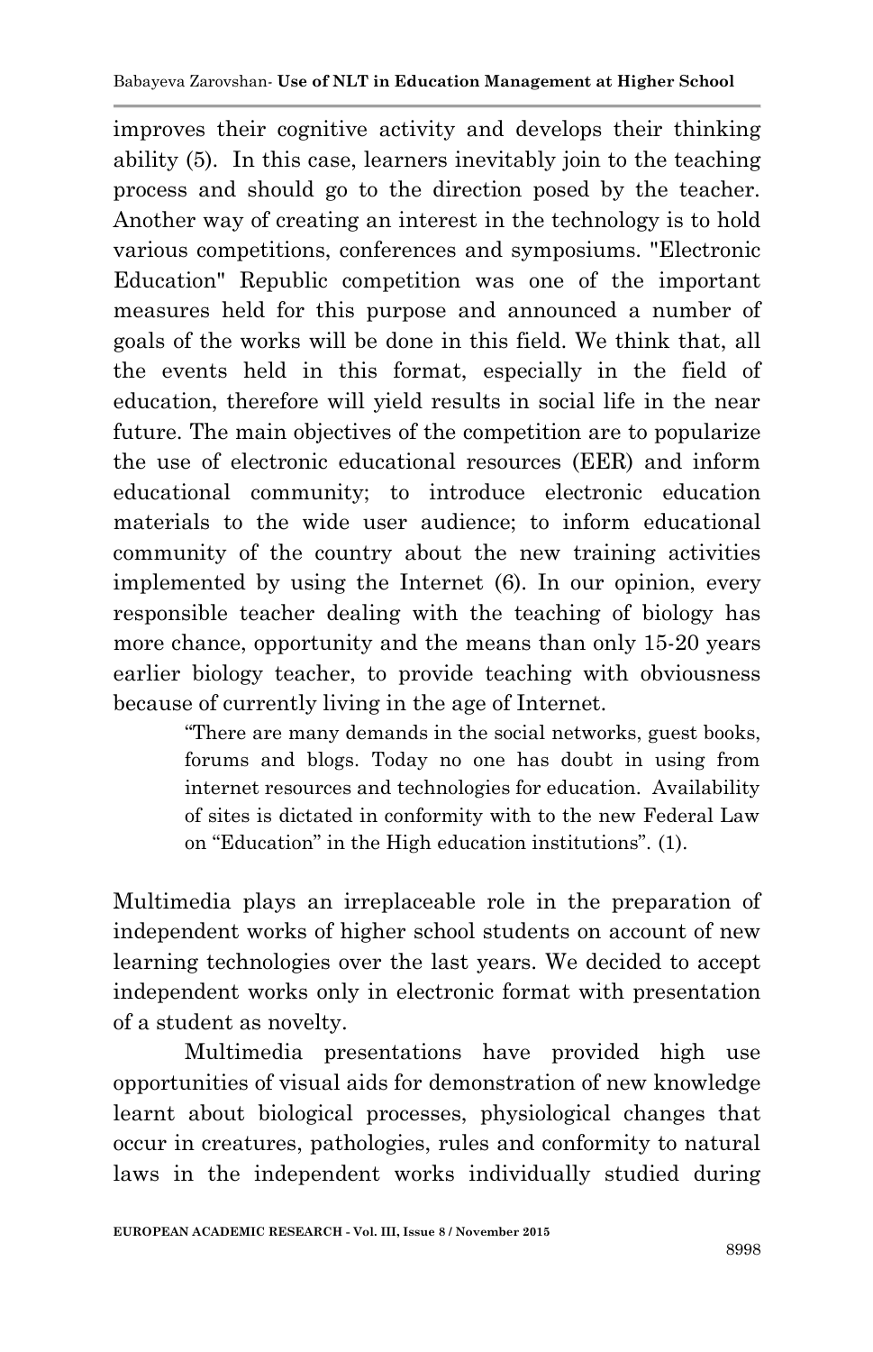improves their cognitive activity and develops their thinking ability (5). In this case, learners inevitably join to the teaching process and should go to the direction posed by the teacher. Another way of creating an interest in the technology is to hold various competitions, conferences and symposiums. "Electronic Education" Republic competition was one of the important measures held for this purpose and announced a number of goals of the works will be done in this field. We think that, all the events held in this format, especially in the field of education, therefore will yield results in social life in the near future. The main objectives of the competition are to popularize the use of electronic educational resources (EER) and inform educational community; to introduce electronic education materials to the wide user audience; to inform educational community of the country about the new training activities implemented by using the Internet (6). In our opinion, every responsible teacher dealing with the teaching of biology has more chance, opportunity and the means than only 15-20 years earlier biology teacher, to provide teaching with obviousness because of currently living in the age of Internet.

> "There are many demands in the social networks, guest books, forums and blogs. Today no one has doubt in using from internet resources and technologies for education. Availability of sites is dictated in conformity with to the new Federal Law on "Education" in the High education institutions". (1).

Multimedia plays an irreplaceable role in the preparation of independent works of higher school students on account of new learning technologies over the last years. We decided to accept independent works only in electronic format with presentation of a student as novelty.

Multimedia presentations have provided high use opportunities of visual aids for demonstration of new knowledge learnt about biological processes, physiological changes that occur in creatures, pathologies, rules and conformity to natural laws in the independent works individually studied during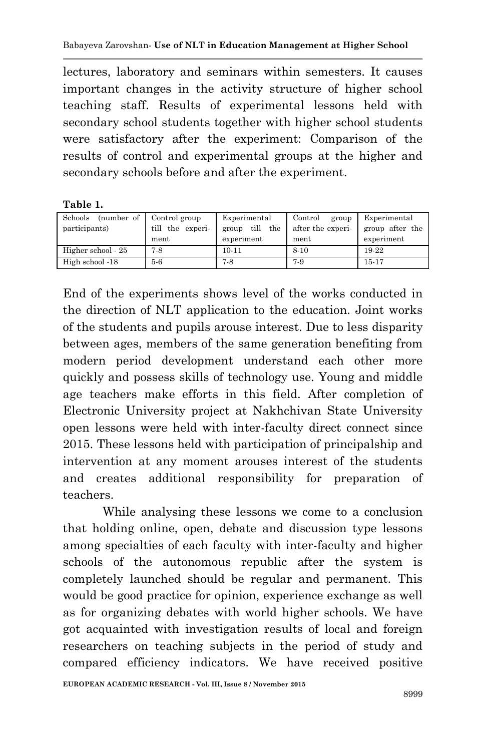lectures, laboratory and seminars within semesters. It causes important changes in the activity structure of higher school teaching staff. Results of experimental lessons held with secondary school students together with higher school students were satisfactory after the experiment: Comparison of the results of control and experimental groups at the higher and secondary schools before and after the experiment.

**Table 1.**

| Schools (number of participants) | Control group till the experiment | Experimental group till the experiment | Control group after the experiment | Experimental group after the experiment |
|---|---|---|---|---|
| Higher school - 25 | 7-8 | 10-11 | 8-10 | 19-22 |
| High school -18 | 5-6 | 7-8 | 7-9 | 15-17 |

End of the experiments shows level of the works conducted in the direction of NLT application to the education. Joint works of the students and pupils arouse interest. Due to less disparity between ages, members of the same generation benefiting from modern period development understand each other more quickly and possess skills of technology use. Young and middle age teachers make efforts in this field. After completion of Electronic University project at Nakhchivan State University open lessons were held with inter-faculty direct connect since 2015. These lessons held with participation of principalship and intervention at any moment arouses interest of the students and creates additional responsibility for preparation of teachers.

While analysing these lessons we come to a conclusion that holding online, open, debate and discussion type lessons among specialties of each faculty with inter-faculty and higher schools of the autonomous republic after the system is completely launched should be regular and permanent. This would be good practice for opinion, experience exchange as well as for organizing debates with world higher schools. We have got acquainted with investigation results of local and foreign researchers on teaching subjects in the period of study and compared efficiency indicators. We have received positive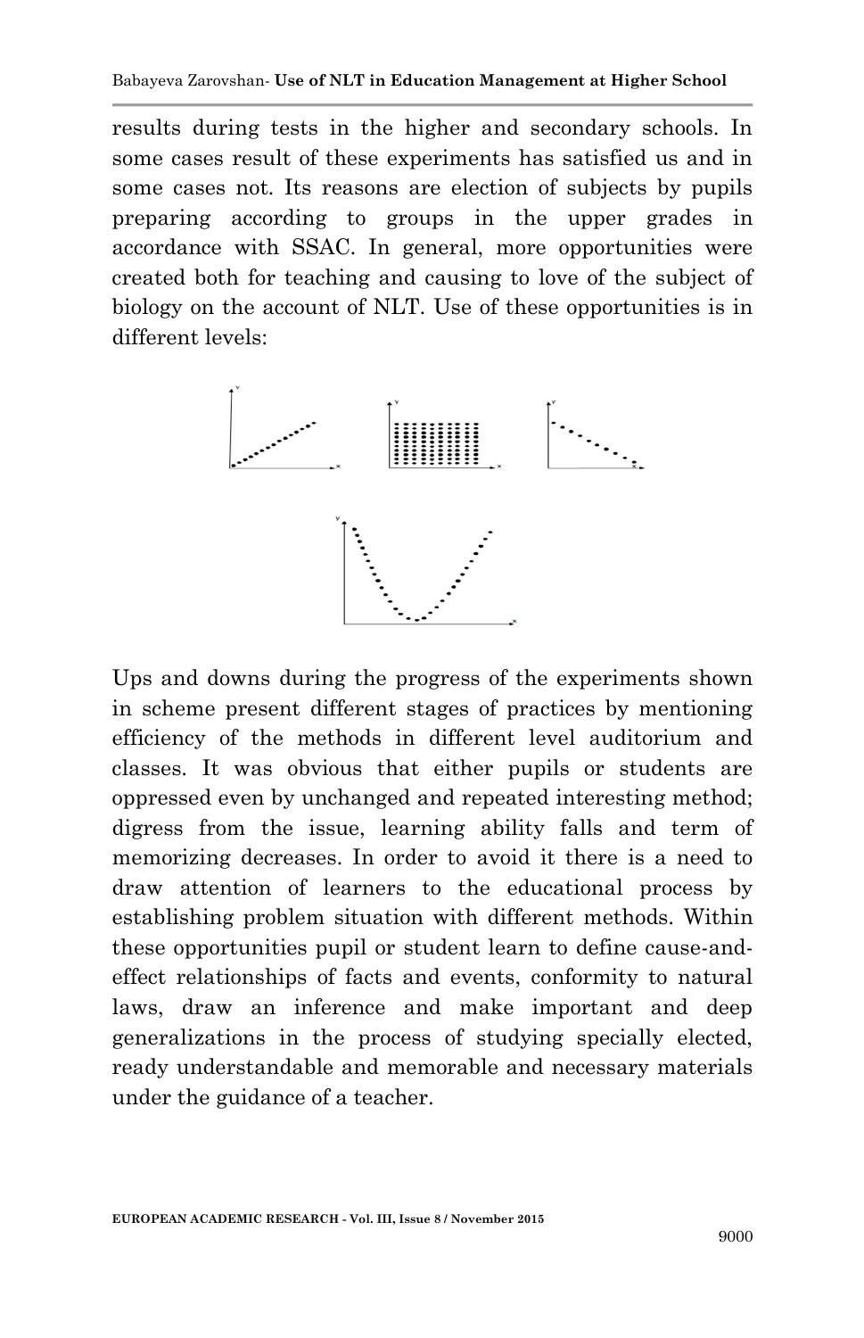results during tests in the higher and secondary schools. In some cases result of these experiments has satisfied us and in some cases not. Its reasons are election of subjects by pupils preparing according to groups in the upper grades in accordance with SSAC. In general, more opportunities were created both for teaching and causing to love of the subject of biology on the account of NLT. Use of these opportunities is in different levels:

Ups and downs during the progress of the experiments shown in scheme present different stages of practices by mentioning efficiency of the methods in different level auditorium and classes. It was obvious that either pupils or students are oppressed even by unchanged and repeated interesting method; digress from the issue, learning ability falls and term of memorizing decreases. In order to avoid it there is a need to draw attention of learners to the educational process by establishing problem situation with different methods. Within these opportunities pupil or student learn to define cause-and-effect relationships of facts and events, conformity to natural laws, draw an inference and make important and deep generalizations in the process of studying specially elected, ready understandable and memorable and necessary materials under the guidance of a teacher.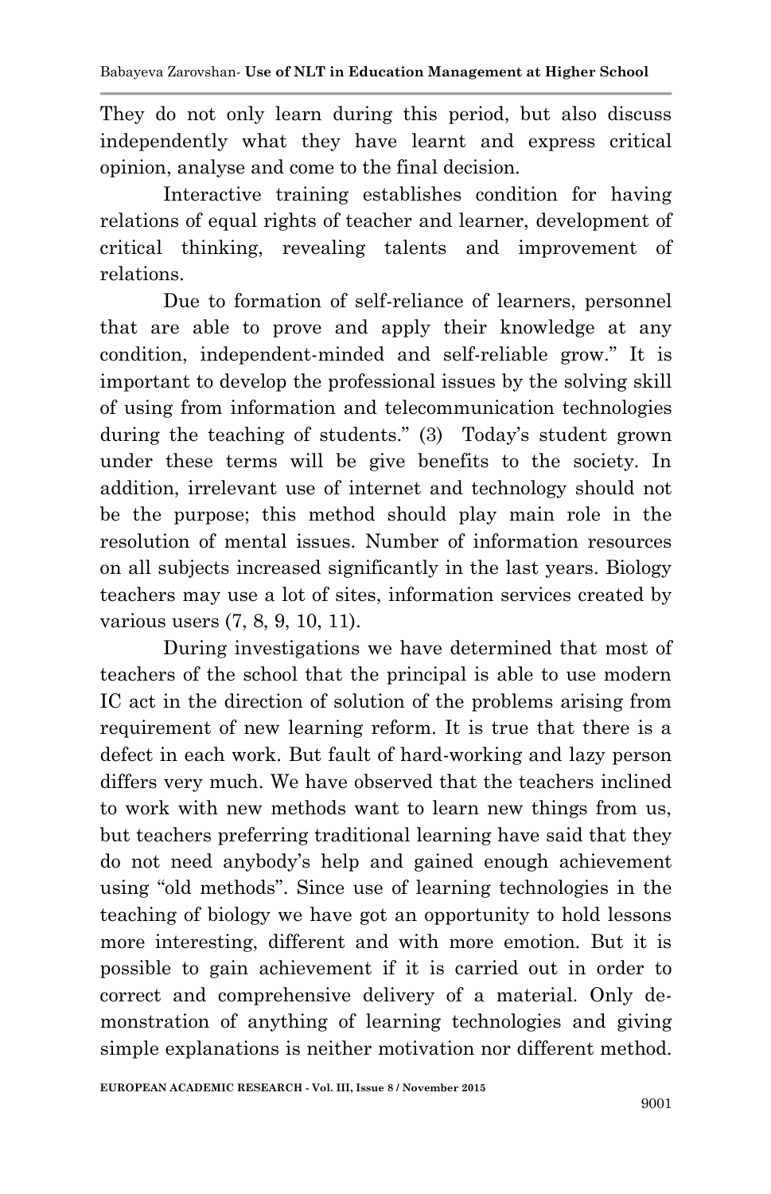They do not only learn during this period, but also discuss independently what they have learnt and express critical opinion, analyse and come to the final decision.

Interactive training establishes condition for having relations of equal rights of teacher and learner, development of critical thinking, revealing talents and improvement of relations.

Due to formation of self-reliance of learners, personnel that are able to prove and apply their knowledge at any condition, independent-minded and self-reliable grow." It is important to develop the professional issues by the solving skill of using from information and telecommunication technologies during the teaching of students." (3) Today's student grown under these terms will be give benefits to the society. In addition, irrelevant use of internet and technology should not be the purpose; this method should play main role in the resolution of mental issues. Number of information resources on all subjects increased significantly in the last years. Biology teachers may use a lot of sites, information services created by various users (7, 8, 9, 10, 11).

During investigations we have determined that most of teachers of the school that the principal is able to use modern IC act in the direction of solution of the problems arising from requirement of new learning reform. It is true that there is a defect in each work. But fault of hard-working and lazy person differs very much. We have observed that the teachers inclined to work with new methods want to learn new things from us, but teachers preferring traditional learning have said that they do not need anybody's help and gained enough achievement using "old methods". Since use of learning technologies in the teaching of biology we have got an opportunity to hold lessons more interesting, different and with more emotion. But it is possible to gain achievement if it is carried out in order to correct and comprehensive delivery of a material. Only demonstration of anything of learning technologies and giving simple explanations is neither motivation nor different method.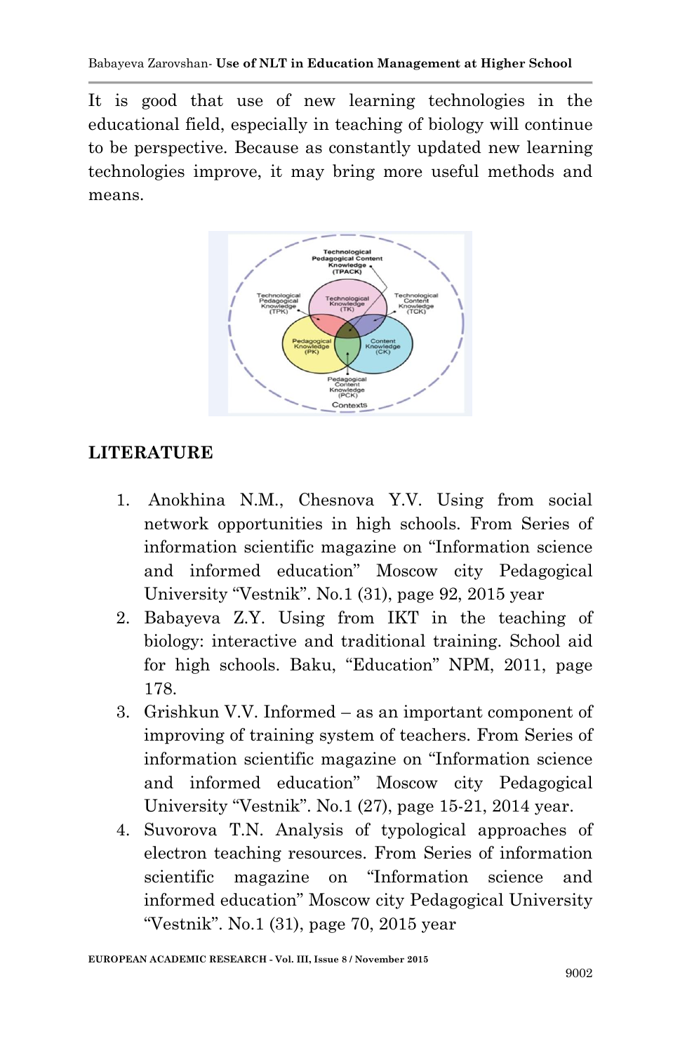It is good that use of new learning technologies in the educational field, especially in teaching of biology will continue to be perspective. Because as constantly updated new learning technologies improve, it may bring more useful methods and means.

## LITERATURE

1. Anokhina N.M., Chesnova Y.V. Using from social network opportunities in high schools. From Series of information scientific magazine on "Information science and informed education" Moscow city Pedagogical University "Vestnik". No.1 (31), page 92, 2015 year
2. Babayeva Z.Y. Using from IKT in the teaching of biology: interactive and traditional training. School aid for high schools. Baku, "Education" NPM, 2011, page 178.
3. Grishkun V.V. Informed – as an important component of improving of training system of teachers. From Series of information scientific magazine on "Information science and informed education" Moscow city Pedagogical University "Vestnik". No.1 (27), page 15-21, 2014 year.
4. Suvorova T.N. Analysis of typological approaches of electron teaching resources. From Series of information scientific magazine on "Information science and informed education" Moscow city Pedagogical University "Vestnik". No.1 (31), page 70, 2015 year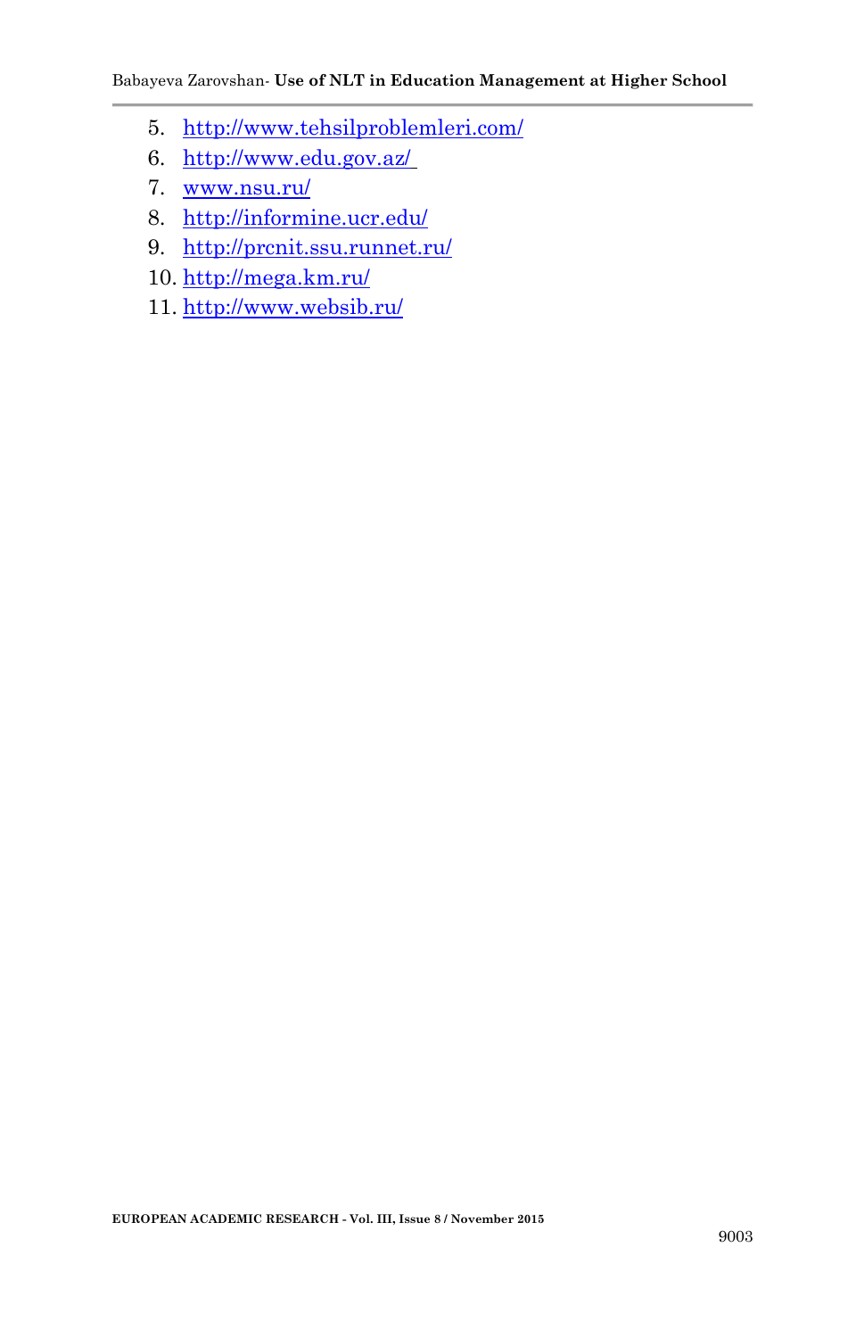5. http://www.tehsilproblemleri.com/
6. http://www.edu.gov.az/
7. www.nsu.ru/
8. http://informine.ucr.edu/
9. http://prcnit.ssu.runnet.ru/
10. http://mega.km.ru/
11. http://www.websib.ru/